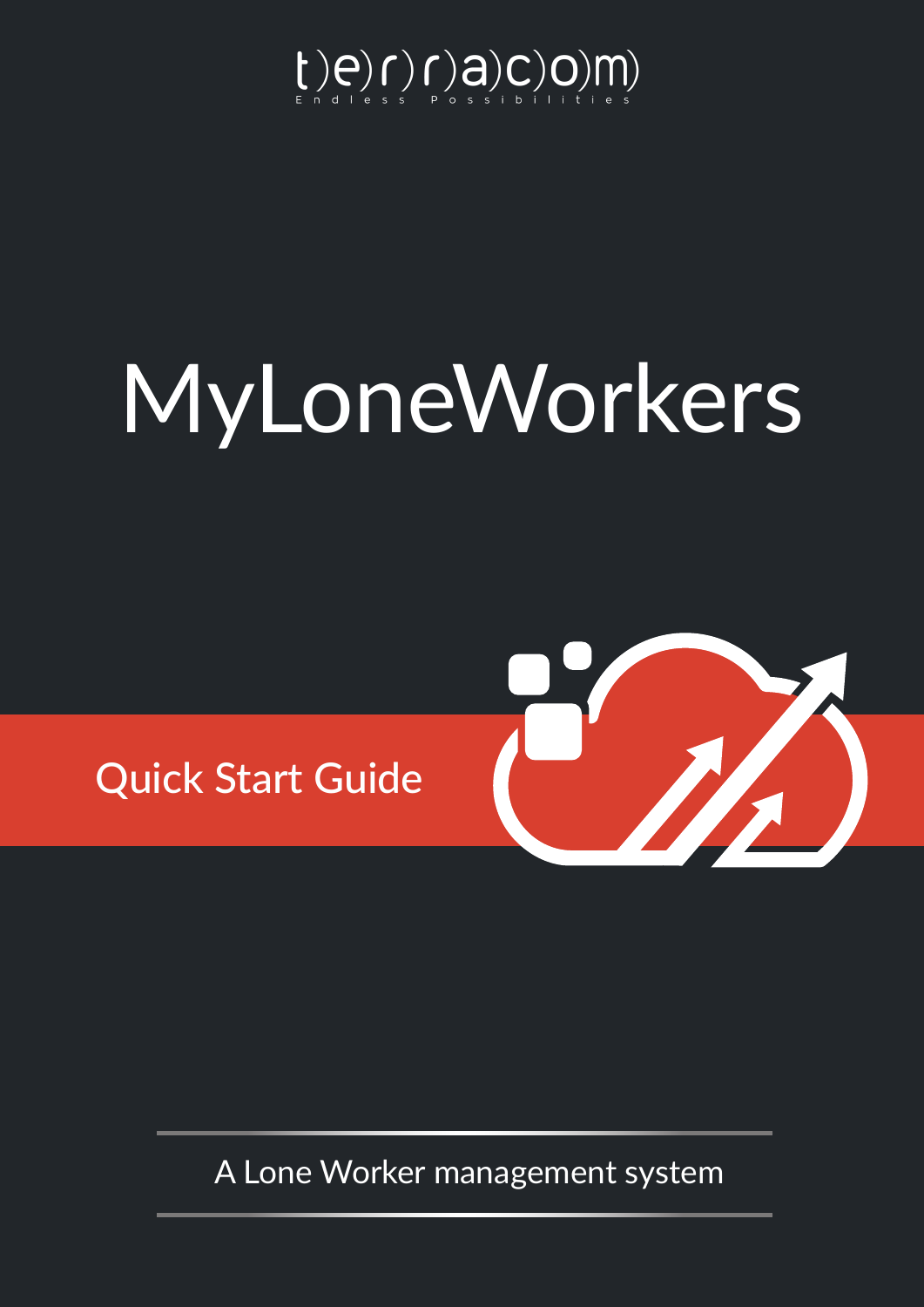t)e)r)r)a)c)o)m)

Endless Possibilities

# MyLoneWorkers

## Quick Start Guide

A Lone Worker management system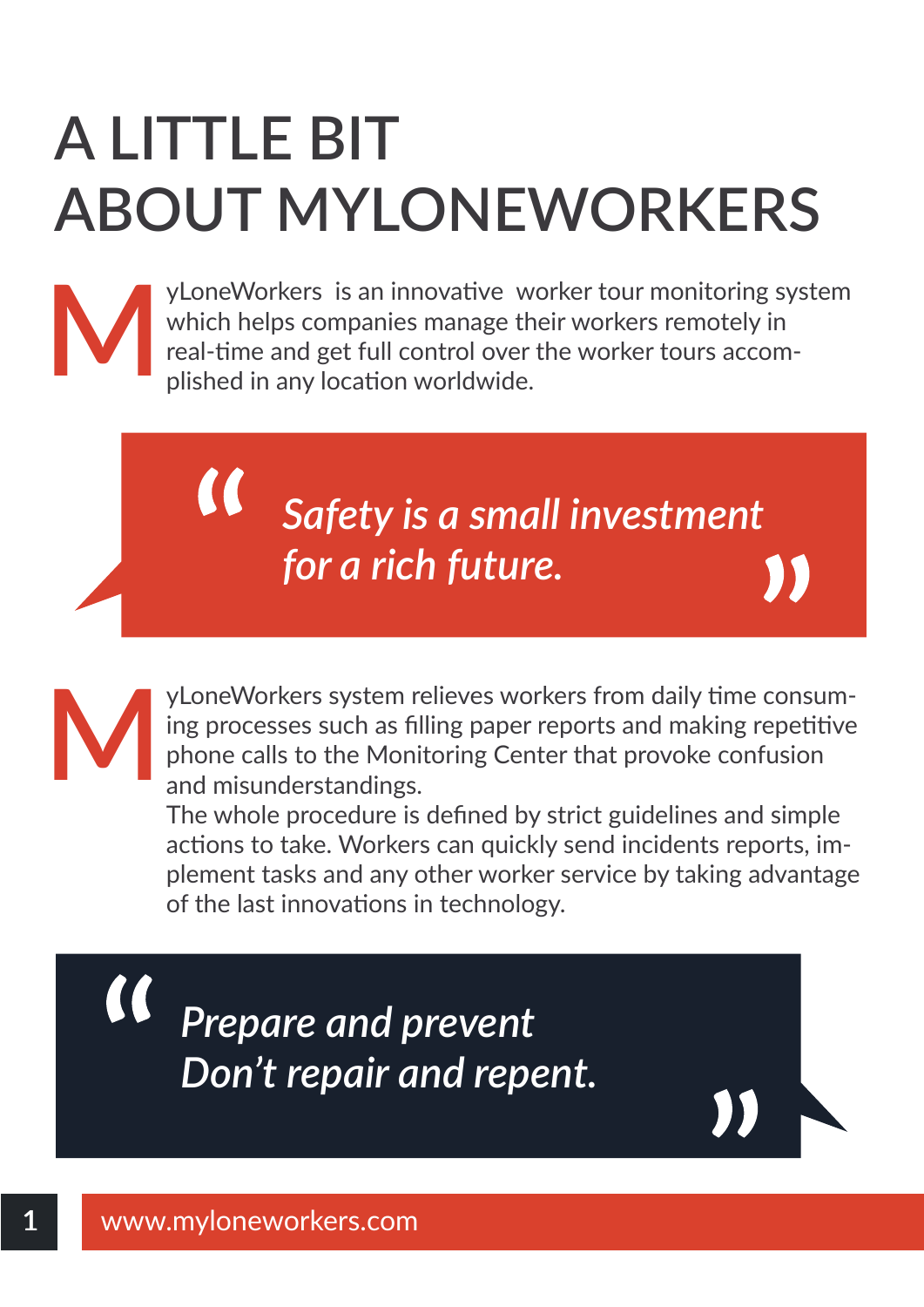# A LITTLE BIT ABOUT MYLONEWORKERS

MyLoneWorkers is an innovative worker tour monitoring system which helps companies manage their workers remotely in real-time and get full control over the worker tours accomplished in any location worldwide.

> *"Safety is a small investment for a rich future."*

MyLoneWorkers system relieves workers from daily time consuming processes such as filling paper reports and making repetitive phone calls to the Monitoring Center that provoke confusion and misunderstandings.
The whole procedure is defined by strict guidelines and simple actions to take. Workers can quickly send incidents reports, implement tasks and any other worker service by taking advantage of the last innovations in technology.

> *"Prepare and prevent Don't repair and repent."*

www.myloneworkers.com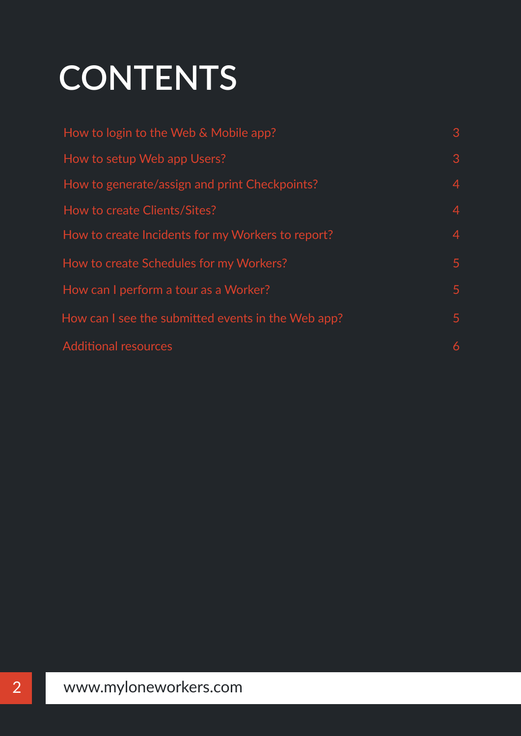# CONTENTS

| | |
|---|---|
| How to login to the Web & Mobile app? | 3 |
| How to setup Web app Users? | 3 |
| How to generate/assign and print Checkpoints? | 4 |
| How to create Clients/Sites? | 4 |
| How to create Incidents for my Workers to report? | 4 |
| How to create Schedules for my Workers? | 5 |
| How can I perform a tour as a Worker? | 5 |
| How can I see the submitted events in the Web app? | 5 |
| Additional resources | 6 |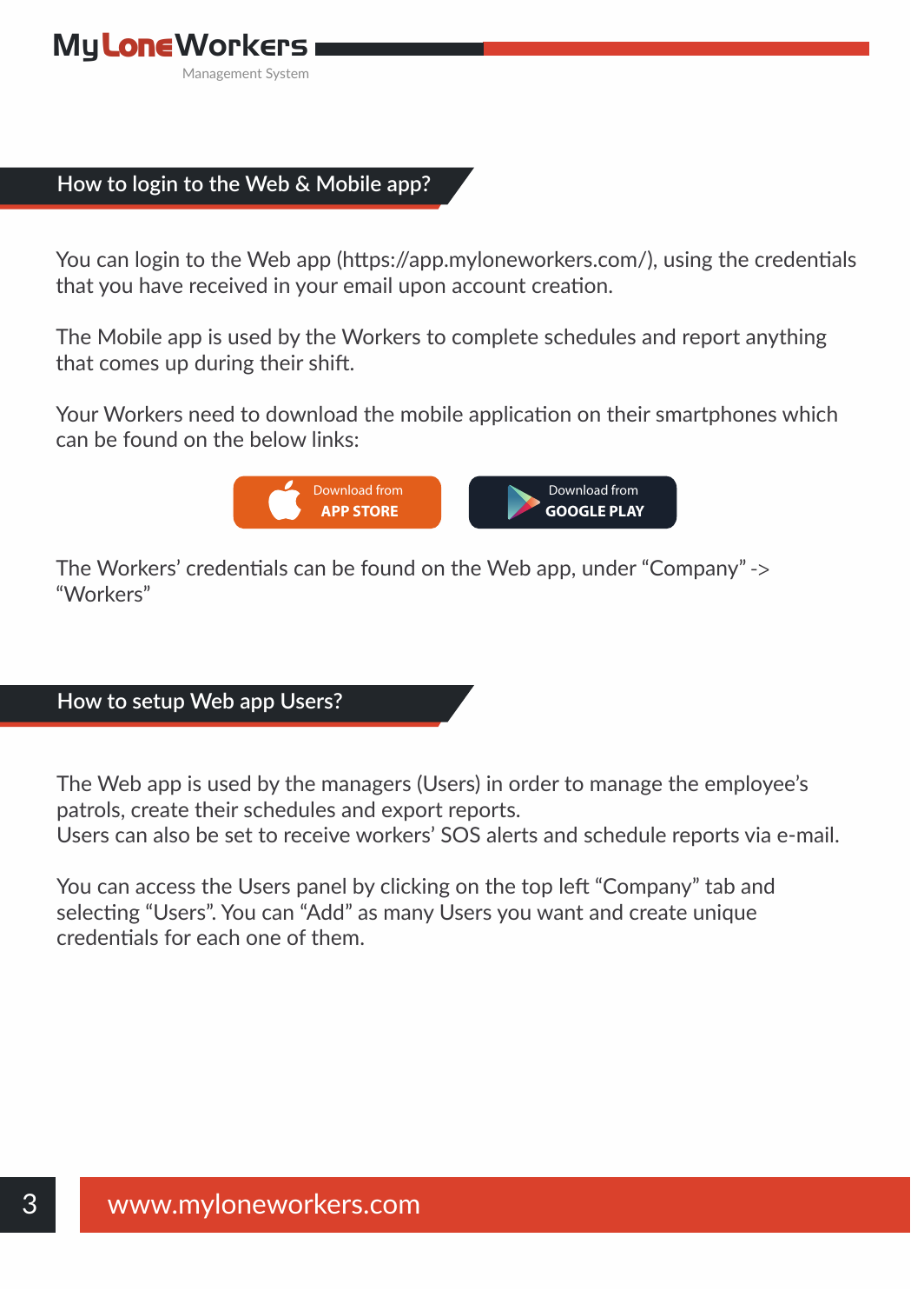## How to login to the Web & Mobile app?

You can login to the Web app (https://app.myloneworkers.com/), using the credentials that you have received in your email upon account creation.

The Mobile app is used by the Workers to complete schedules and report anything that comes up during their shift.

Your Workers need to download the mobile application on their smartphones which can be found on the below links:

Download from **APP STORE** | Download from **GOOGLE PLAY**

The Workers' credentials can be found on the Web app, under "Company" -> "Workers"

## How to setup Web app Users?

The Web app is used by the managers (Users) in order to manage the employee's patrols, create their schedules and export reports.
Users can also be set to receive workers' SOS alerts and schedule reports via e-mail.

You can access the Users panel by clicking on the top left "Company" tab and selecting "Users". You can "Add" as many Users you want and create unique credentials for each one of them.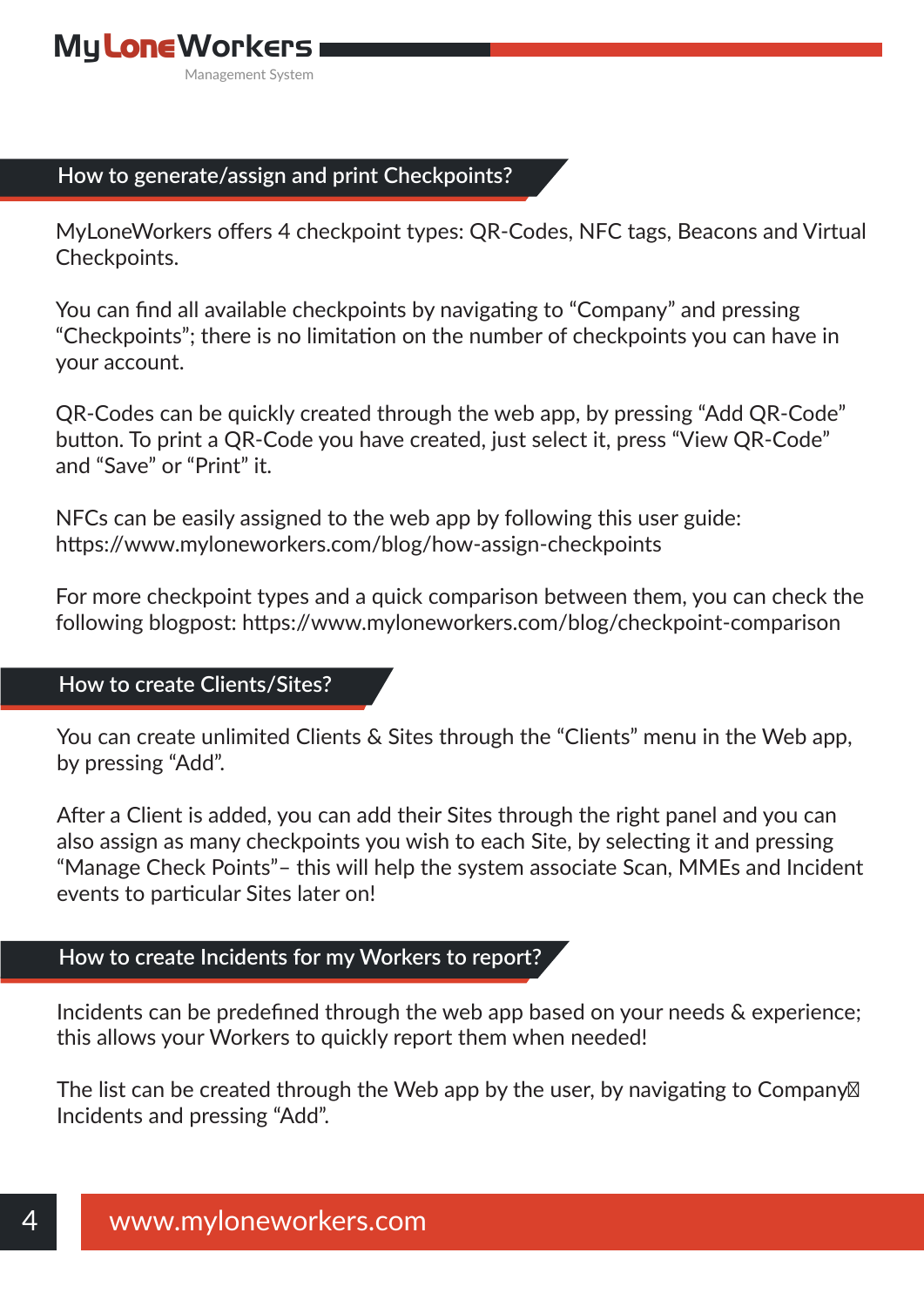## How to generate/assign and print Checkpoints?

MyLoneWorkers offers 4 checkpoint types: QR-Codes, NFC tags, Beacons and Virtual Checkpoints.

You can find all available checkpoints by navigating to “Company” and pressing “Checkpoints”; there is no limitation on the number of checkpoints you can have in your account.

QR-Codes can be quickly created through the web app, by pressing “Add QR-Code” button. To print a QR-Code you have created, just select it, press “View QR-Code” and “Save” or “Print” it.

NFCs can be easily assigned to the web app by following this user guide: https://www.myloneworkers.com/blog/how-assign-checkpoints

For more checkpoint types and a quick comparison between them, you can check the following blogpost: https://www.myloneworkers.com/blog/checkpoint-comparison

## How to create Clients/Sites?

You can create unlimited Clients & Sites through the “Clients” menu in the Web app, by pressing “Add”.

After a Client is added, you can add their Sites through the right panel and you can also assign as many checkpoints you wish to each Site, by selecting it and pressing “Manage Check Points”– this will help the system associate Scan, MMEs and Incident events to particular Sites later on!

## How to create Incidents for my Workers to report?

Incidents can be predefined through the web app based on your needs & experience; this allows your Workers to quickly report them when needed!

The list can be created through the Web app by the user, by navigating to Company Incidents and pressing “Add”.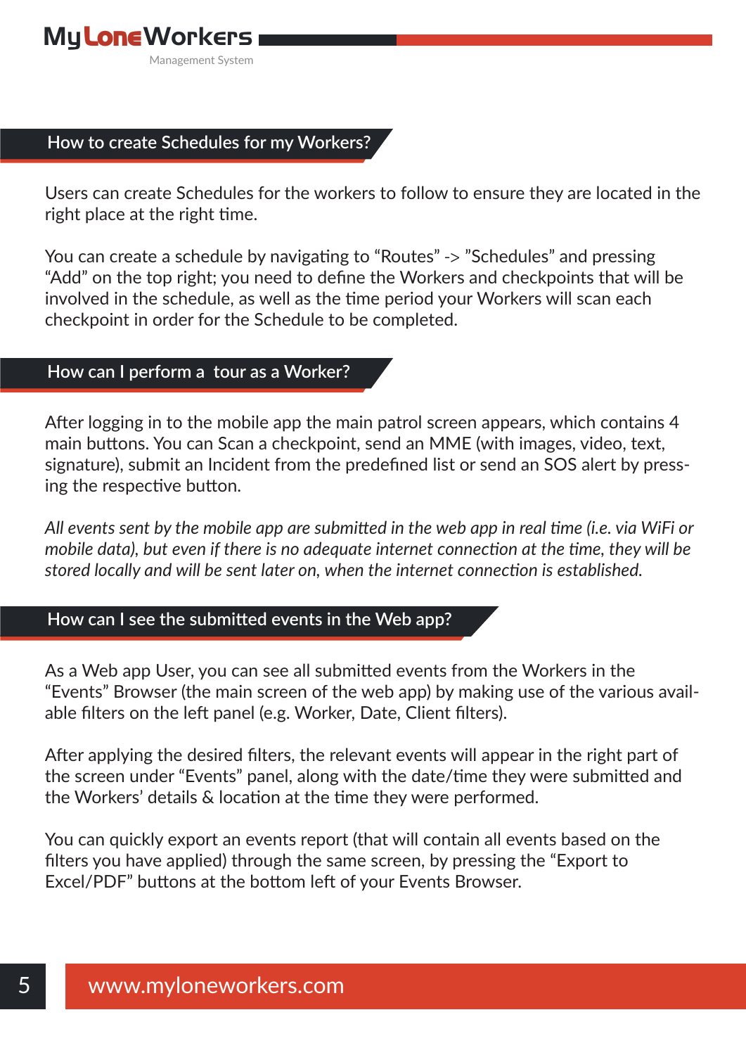## How to create Schedules for my Workers?

Users can create Schedules for the workers to follow to ensure they are located in the right place at the right time.

You can create a schedule by navigating to “Routes” -> ”Schedules” and pressing “Add” on the top right; you need to define the Workers and checkpoints that will be involved in the schedule, as well as the time period your Workers will scan each checkpoint in order for the Schedule to be completed.

## How can I perform a tour as a Worker?

After logging in to the mobile app the main patrol screen appears, which contains 4 main buttons. You can Scan a checkpoint, send an MME (with images, video, text, signature), submit an Incident from the predefined list or send an SOS alert by pressing the respective button.

*All events sent by the mobile app are submitted in the web app in real time (i.e. via WiFi or mobile data), but even if there is no adequate internet connection at the time, they will be stored locally and will be sent later on, when the internet connection is established.*

## How can I see the submitted events in the Web app?

As a Web app User, you can see all submitted events from the Workers in the “Events” Browser (the main screen of the web app) by making use of the various available filters on the left panel (e.g. Worker, Date, Client filters).

After applying the desired filters, the relevant events will appear in the right part of the screen under “Events” panel, along with the date/time they were submitted and the Workers’ details & location at the time they were performed.

You can quickly export an events report (that will contain all events based on the filters you have applied) through the same screen, by pressing the “Export to Excel/PDF” buttons at the bottom left of your Events Browser.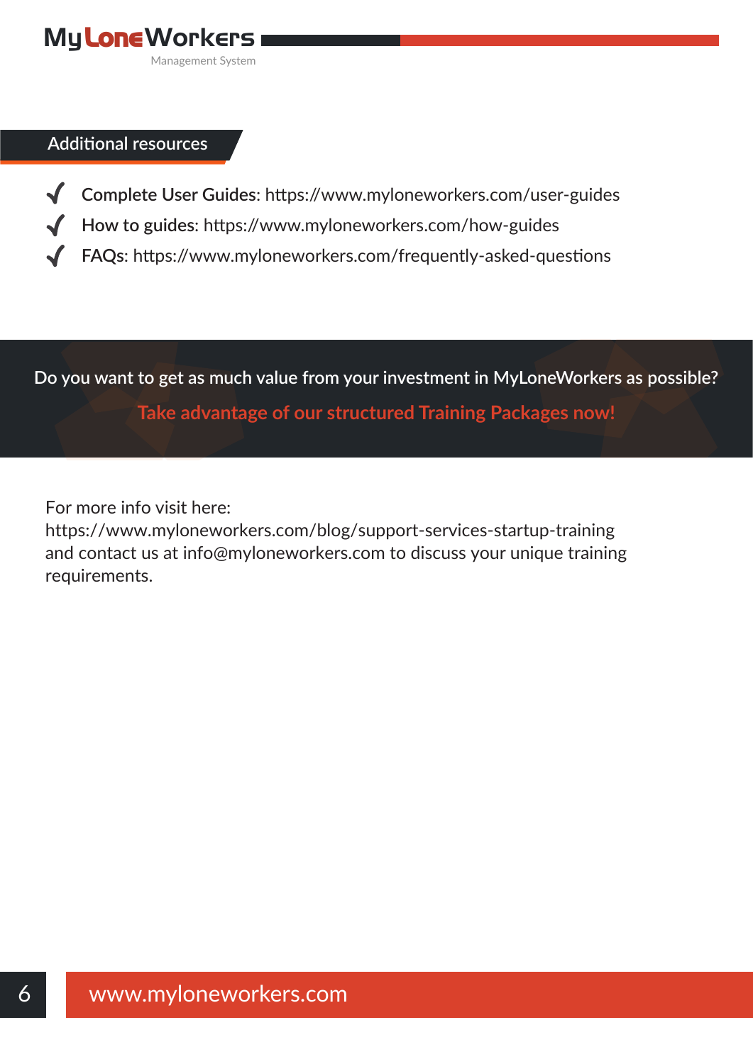## Additional resources

- **Complete User Guides**: https://www.myloneworkers.com/user-guides
- **How to guides**: https://www.myloneworkers.com/how-guides
- **FAQs**: https://www.myloneworkers.com/frequently-asked-questions

Do you want to get as much value from your investment in MyLoneWorkers as possible?

**Take advantage of our structured Training Packages now!**

For more info visit here:
https://www.myloneworkers.com/blog/support-services-startup-training
and contact us at info@myloneworkers.com to discuss your unique training requirements.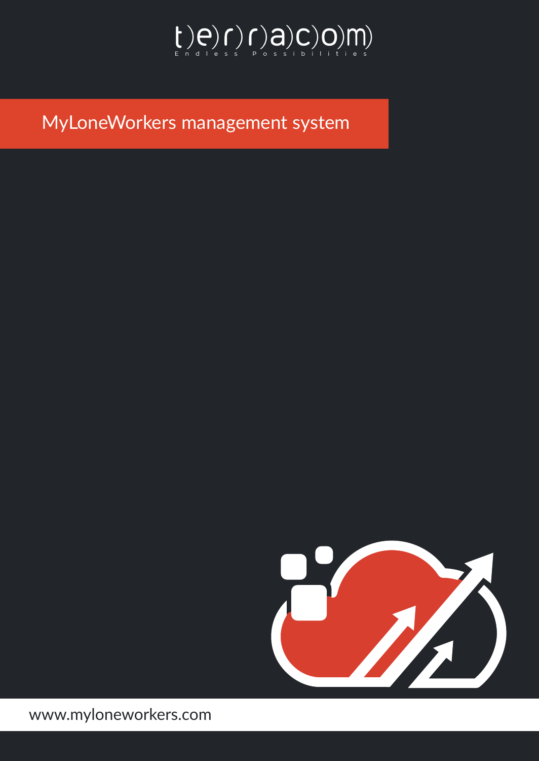t)e)r)r)a)c)o)m)

Endless Possibilities

MyLoneWorkers management system

www.myloneworkers.com